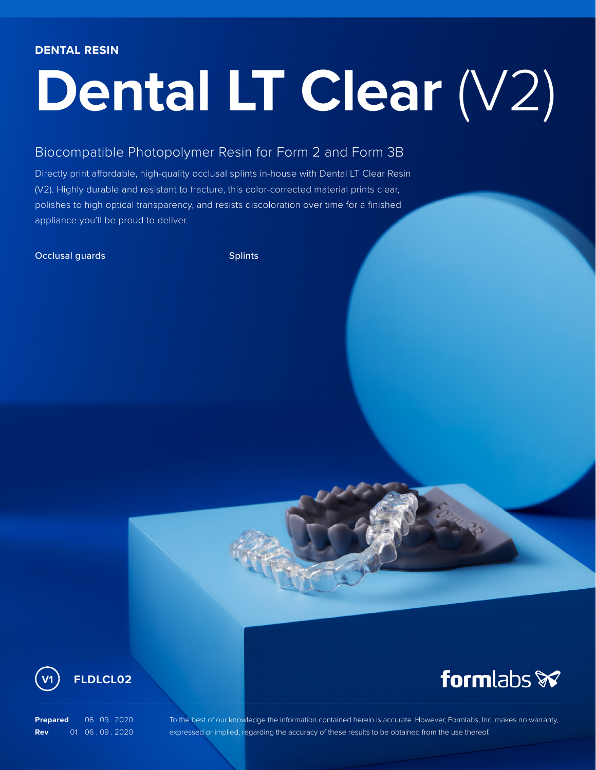**DENTAL RESIN**

# Dental LT Clear (V2)

## Biocompatible Photopolymer Resin for Form 2 and Form 3B

Directly print affordable, high-quality occlusal splints in-house with Dental LT Clear Resin (V2). Highly durable and resistant to fracture, this color-corrected material prints clear, polishes to high optical transparency, and resists discoloration over time for a finished appliance you'll be proud to deliver.

Occlusal guards

Splints

V1 **FLDLCL02**

formlabs

**Prepared** 06 . 09 . 2020
**Rev** 01 06 . 09 . 2020

To the best of our knowledge the information contained herein is accurate. However, Formlabs, Inc. makes no warranty, expressed or implied, regarding the accuracy of these results to be obtained from the use thereof.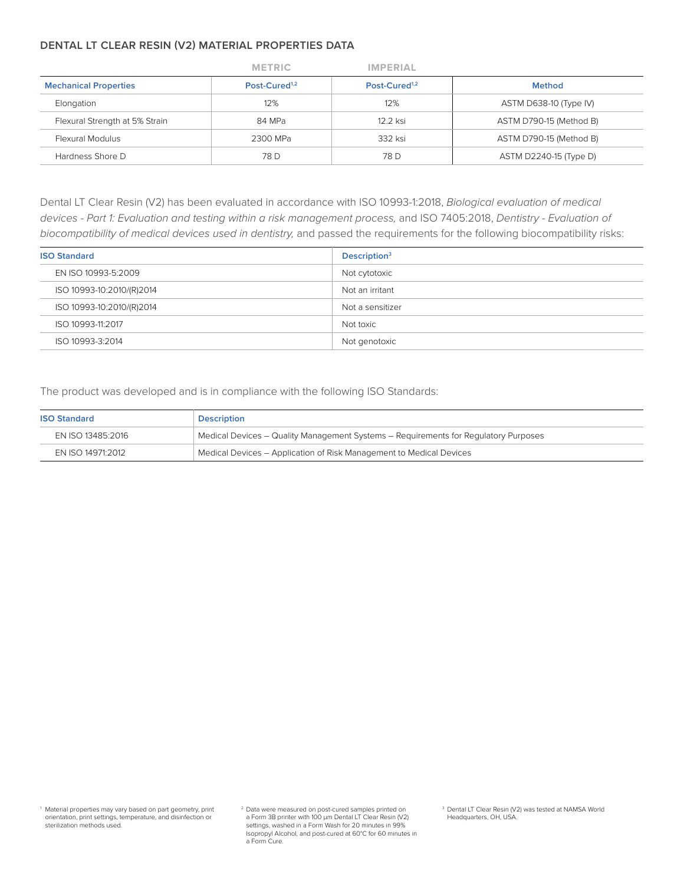## DENTAL LT CLEAR RESIN (V2) MATERIAL PROPERTIES DATA

| | METRIC | IMPERIAL | |
|---|---|---|---|
| **Mechanical Properties** | **Post-Cured[1,2]** | **Post-Cured[1,2]** | **Method** |
| Elongation | 12% | 12% | ASTM D638-10 (Type IV) |
| Flexural Strength at 5% Strain | 84 MPa | 12.2 ksi | ASTM D790-15 (Method B) |
| Flexural Modulus | 2300 MPa | 332 ksi | ASTM D790-15 (Method B) |
| Hardness Shore D | 78 D | 78 D | ASTM D2240-15 (Type D) |

Dental LT Clear Resin (V2) has been evaluated in accordance with ISO 10993-1:2018, *Biological evaluation of medical devices - Part 1: Evaluation and testing within a risk management process,* and ISO 7405:2018, *Dentistry - Evaluation of biocompatibility of medical devices used in dentistry,* and passed the requirements for the following biocompatibility risks:

| ISO Standard | Description[3] |
|---|---|
| EN ISO 10993-5:2009 | Not cytotoxic |
| ISO 10993-10:2010/(R)2014 | Not an irritant |
| ISO 10993-10:2010/(R)2014 | Not a sensitizer |
| ISO 10993-11:2017 | Not toxic |
| ISO 10993-3:2014 | Not genotoxic |

The product was developed and is in compliance with the following ISO Standards:

| ISO Standard | Description |
|---|---|
| EN ISO 13485:2016 | Medical Devices – Quality Management Systems – Requirements for Regulatory Purposes |
| EN ISO 14971:2012 | Medical Devices – Application of Risk Management to Medical Devices |

[1] Material properties may vary based on part geometry, print orientation, print settings, temperature, and disinfection or sterilization methods used.

[2] Data were measured on post-cured samples printed on a Form 3B printer with 100 µm Dental LT Clear Resin (V2) settings, washed in a Form Wash for 20 minutes in 99% Isopropyl Alcohol, and post-cured at 60°C for 60 minutes in a Form Cure.

[3] Dental LT Clear Resin (V2) was tested at NAMSA World Headquarters, OH, USA.